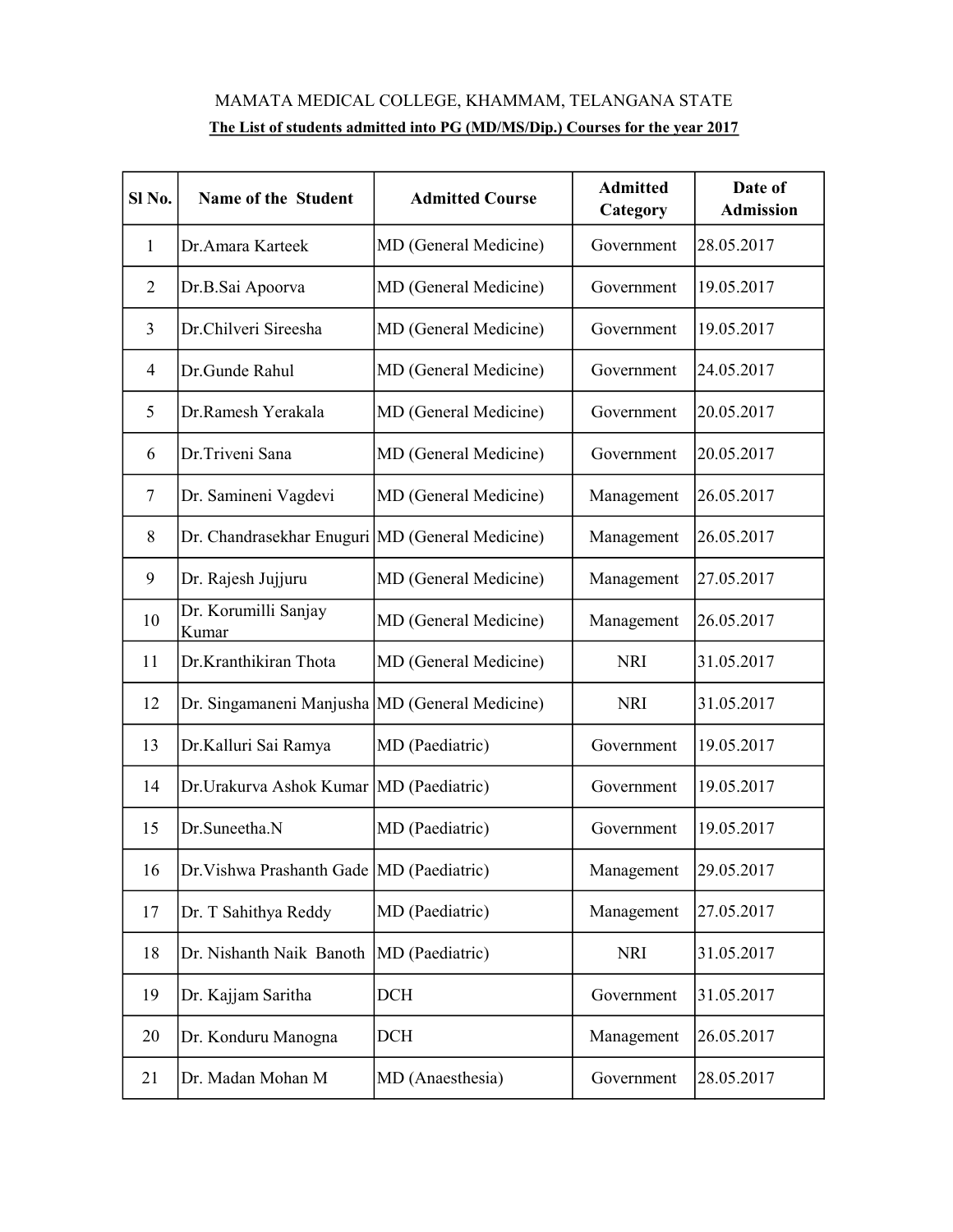# MAMATA MEDICAL COLLEGE, KHAMMAM, TELANGANA STATE

**The List of students admitted into PG (MD/MS/Dip.) Courses for the year 2017**

| Sl No. | Name of the Student | Admitted Course | Admitted Category | Date of Admission |
|---|---|---|---|---|
| 1 | Dr.Amara Karteek | MD (General Medicine) | Government | 28.05.2017 |
| 2 | Dr.B.Sai Apoorva | MD (General Medicine) | Government | 19.05.2017 |
| 3 | Dr.Chilveri Sireesha | MD (General Medicine) | Government | 19.05.2017 |
| 4 | Dr.Gunde Rahul | MD (General Medicine) | Government | 24.05.2017 |
| 5 | Dr.Ramesh Yerakala | MD (General Medicine) | Government | 20.05.2017 |
| 6 | Dr.Triveni Sana | MD (General Medicine) | Government | 20.05.2017 |
| 7 | Dr. Samineni Vagdevi | MD (General Medicine) | Management | 26.05.2017 |
| 8 | Dr. Chandrasekhar Enuguri | MD (General Medicine) | Management | 26.05.2017 |
| 9 | Dr. Rajesh Jujjuru | MD (General Medicine) | Management | 27.05.2017 |
| 10 | Dr. Korumilli Sanjay Kumar | MD (General Medicine) | Management | 26.05.2017 |
| 11 | Dr.Kranthikiran Thota | MD (General Medicine) | NRI | 31.05.2017 |
| 12 | Dr. Singamaneni Manjusha | MD (General Medicine) | NRI | 31.05.2017 |
| 13 | Dr.Kalluri Sai Ramya | MD (Paediatric) | Government | 19.05.2017 |
| 14 | Dr.Urakurva Ashok Kumar | MD (Paediatric) | Government | 19.05.2017 |
| 15 | Dr.Suneetha.N | MD (Paediatric) | Government | 19.05.2017 |
| 16 | Dr.Vishwa Prashanth Gade | MD (Paediatric) | Management | 29.05.2017 |
| 17 | Dr. T Sahithya Reddy | MD (Paediatric) | Management | 27.05.2017 |
| 18 | Dr. Nishanth Naik Banoth | MD (Paediatric) | NRI | 31.05.2017 |
| 19 | Dr. Kajjam Saritha | DCH | Government | 31.05.2017 |
| 20 | Dr. Konduru Manogna | DCH | Management | 26.05.2017 |
| 21 | Dr. Madan Mohan M | MD (Anaesthesia) | Government | 28.05.2017 |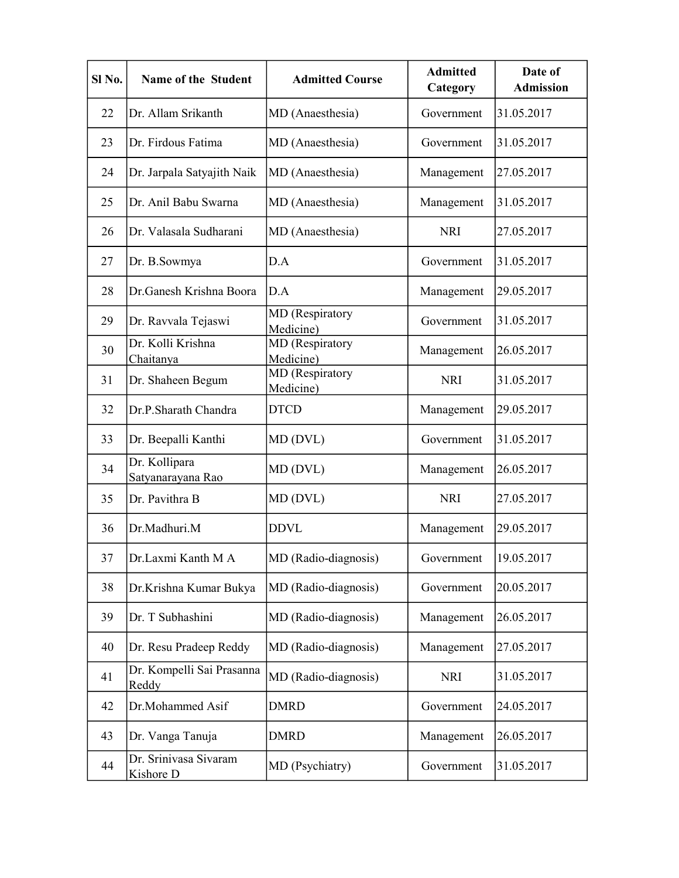| Sl No. | Name of the Student | Admitted Course | Admitted Category | Date of Admission |
|---|---|---|---|---|
| 22 | Dr. Allam Srikanth | MD (Anaesthesia) | Government | 31.05.2017 |
| 23 | Dr. Firdous Fatima | MD (Anaesthesia) | Government | 31.05.2017 |
| 24 | Dr. Jarpala Satyajith Naik | MD (Anaesthesia) | Management | 27.05.2017 |
| 25 | Dr. Anil Babu Swarna | MD (Anaesthesia) | Management | 31.05.2017 |
| 26 | Dr. Valasala Sudharani | MD (Anaesthesia) | NRI | 27.05.2017 |
| 27 | Dr. B.Sowmya | D.A | Government | 31.05.2017 |
| 28 | Dr.Ganesh Krishna Boora | D.A | Management | 29.05.2017 |
| 29 | Dr. Ravvala Tejaswi | MD (Respiratory Medicine) | Government | 31.05.2017 |
| 30 | Dr. Kolli Krishna Chaitanya | MD (Respiratory Medicine) | Management | 26.05.2017 |
| 31 | Dr. Shaheen Begum | MD (Respiratory Medicine) | NRI | 31.05.2017 |
| 32 | Dr.P.Sharath Chandra | DTCD | Management | 29.05.2017 |
| 33 | Dr. Beepalli Kanthi | MD (DVL) | Government | 31.05.2017 |
| 34 | Dr. Kollipara Satyanarayana Rao | MD (DVL) | Management | 26.05.2017 |
| 35 | Dr. Pavithra B | MD (DVL) | NRI | 27.05.2017 |
| 36 | Dr.Madhuri.M | DDVL | Management | 29.05.2017 |
| 37 | Dr.Laxmi Kanth M A | MD (Radio-diagnosis) | Government | 19.05.2017 |
| 38 | Dr.Krishna Kumar Bukya | MD (Radio-diagnosis) | Government | 20.05.2017 |
| 39 | Dr. T Subhashini | MD (Radio-diagnosis) | Management | 26.05.2017 |
| 40 | Dr. Resu Pradeep Reddy | MD (Radio-diagnosis) | Management | 27.05.2017 |
| 41 | Dr. Kompelli Sai Prasanna Reddy | MD (Radio-diagnosis) | NRI | 31.05.2017 |
| 42 | Dr.Mohammed Asif | DMRD | Government | 24.05.2017 |
| 43 | Dr. Vanga Tanuja | DMRD | Management | 26.05.2017 |
| 44 | Dr. Srinivasa Sivaram Kishore D | MD (Psychiatry) | Government | 31.05.2017 |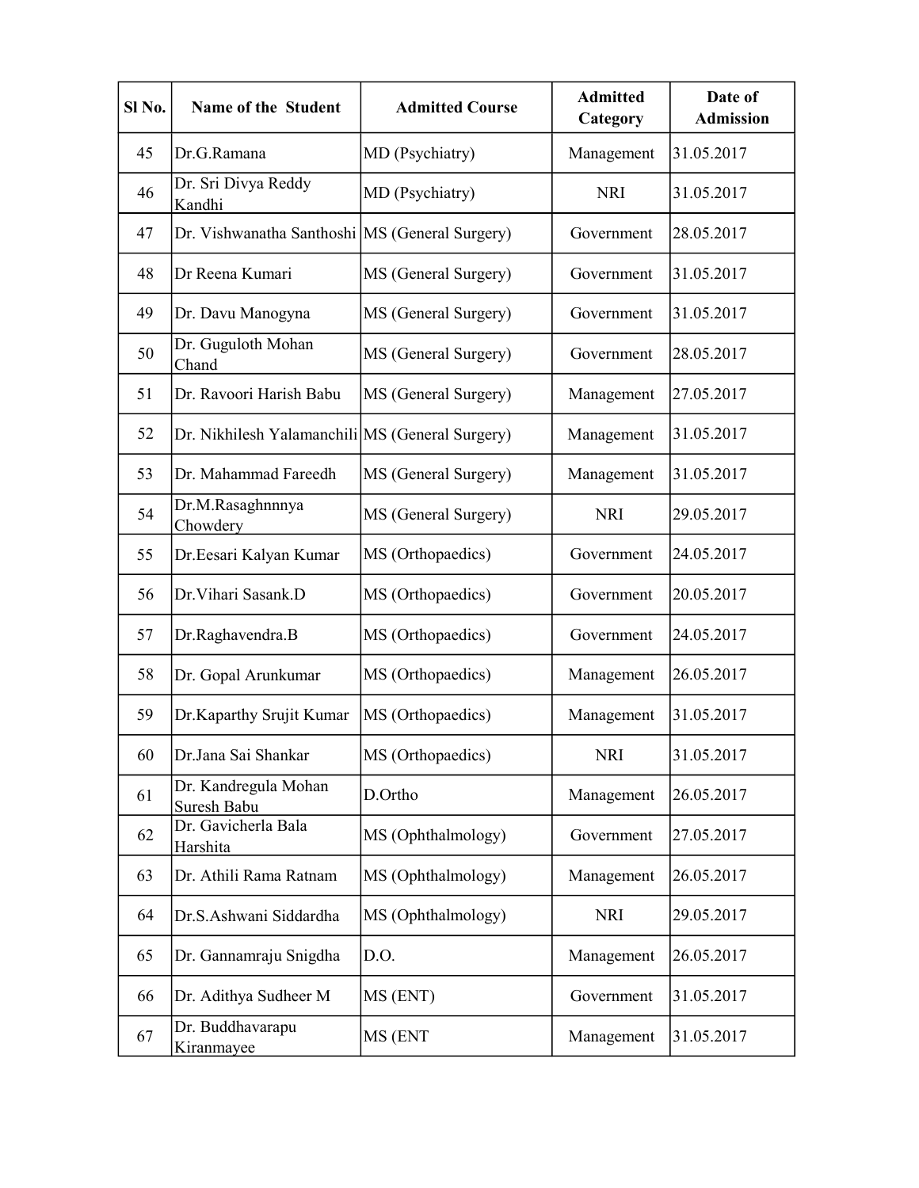| Sl No. | Name of the Student | Admitted Course | Admitted Category | Date of Admission |
|---|---|---|---|---|
| 45 | Dr.G.Ramana | MD (Psychiatry) | Management | 31.05.2017 |
| 46 | Dr. Sri Divya Reddy Kandhi | MD (Psychiatry) | NRI | 31.05.2017 |
| 47 | Dr. Vishwanatha Santhoshi | MS (General Surgery) | Government | 28.05.2017 |
| 48 | Dr Reena Kumari | MS (General Surgery) | Government | 31.05.2017 |
| 49 | Dr. Davu Manogyna | MS (General Surgery) | Government | 31.05.2017 |
| 50 | Dr. Guguloth Mohan Chand | MS (General Surgery) | Government | 28.05.2017 |
| 51 | Dr. Ravoori Harish Babu | MS (General Surgery) | Management | 27.05.2017 |
| 52 | Dr. Nikhilesh Yalamanchili | MS (General Surgery) | Management | 31.05.2017 |
| 53 | Dr. Mahammad Fareedh | MS (General Surgery) | Management | 31.05.2017 |
| 54 | Dr.M.Rasaghnnnya Chowdery | MS (General Surgery) | NRI | 29.05.2017 |
| 55 | Dr.Eesari Kalyan Kumar | MS (Orthopaedics) | Government | 24.05.2017 |
| 56 | Dr.Vihari Sasank.D | MS (Orthopaedics) | Government | 20.05.2017 |
| 57 | Dr.Raghavendra.B | MS (Orthopaedics) | Government | 24.05.2017 |
| 58 | Dr. Gopal Arunkumar | MS (Orthopaedics) | Management | 26.05.2017 |
| 59 | Dr.Kaparthy Srujit Kumar | MS (Orthopaedics) | Management | 31.05.2017 |
| 60 | Dr.Jana Sai Shankar | MS (Orthopaedics) | NRI | 31.05.2017 |
| 61 | Dr. Kandregula Mohan Suresh Babu | D.Ortho | Management | 26.05.2017 |
| 62 | Dr. Gavicherla Bala Harshita | MS (Ophthalmology) | Government | 27.05.2017 |
| 63 | Dr. Athili Rama Ratnam | MS (Ophthalmology) | Management | 26.05.2017 |
| 64 | Dr.S.Ashwani Siddardha | MS (Ophthalmology) | NRI | 29.05.2017 |
| 65 | Dr. Gannamraju Snigdha | D.O. | Management | 26.05.2017 |
| 66 | Dr. Adithya Sudheer M | MS (ENT) | Government | 31.05.2017 |
| 67 | Dr. Buddhavarapu Kiranmayee | MS (ENT | Management | 31.05.2017 |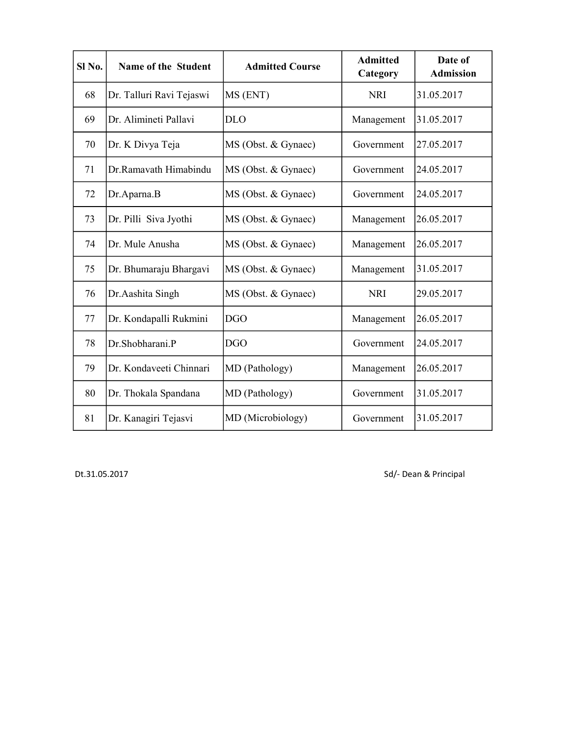| Sl No. | Name of the Student | Admitted Course | Admitted Category | Date of Admission |
|---|---|---|---|---|
| 68 | Dr. Talluri Ravi Tejaswi | MS (ENT) | NRI | 31.05.2017 |
| 69 | Dr. Alimineti Pallavi | DLO | Management | 31.05.2017 |
| 70 | Dr. K Divya Teja | MS (Obst. & Gynaec) | Government | 27.05.2017 |
| 71 | Dr.Ramavath Himabindu | MS (Obst. & Gynaec) | Government | 24.05.2017 |
| 72 | Dr.Aparna.B | MS (Obst. & Gynaec) | Government | 24.05.2017 |
| 73 | Dr. Pilli Siva Jyothi | MS (Obst. & Gynaec) | Management | 26.05.2017 |
| 74 | Dr. Mule Anusha | MS (Obst. & Gynaec) | Management | 26.05.2017 |
| 75 | Dr. Bhumaraju Bhargavi | MS (Obst. & Gynaec) | Management | 31.05.2017 |
| 76 | Dr.Aashita Singh | MS (Obst. & Gynaec) | NRI | 29.05.2017 |
| 77 | Dr. Kondapalli Rukmini | DGO | Management | 26.05.2017 |
| 78 | Dr.Shobharani.P | DGO | Government | 24.05.2017 |
| 79 | Dr. Kondaveeti Chinnari | MD (Pathology) | Management | 26.05.2017 |
| 80 | Dr. Thokala Spandana | MD (Pathology) | Government | 31.05.2017 |
| 81 | Dr. Kanagiri Tejasvi | MD (Microbiology) | Government | 31.05.2017 |

Dt.31.05.2017

Sd/- Dean & Principal